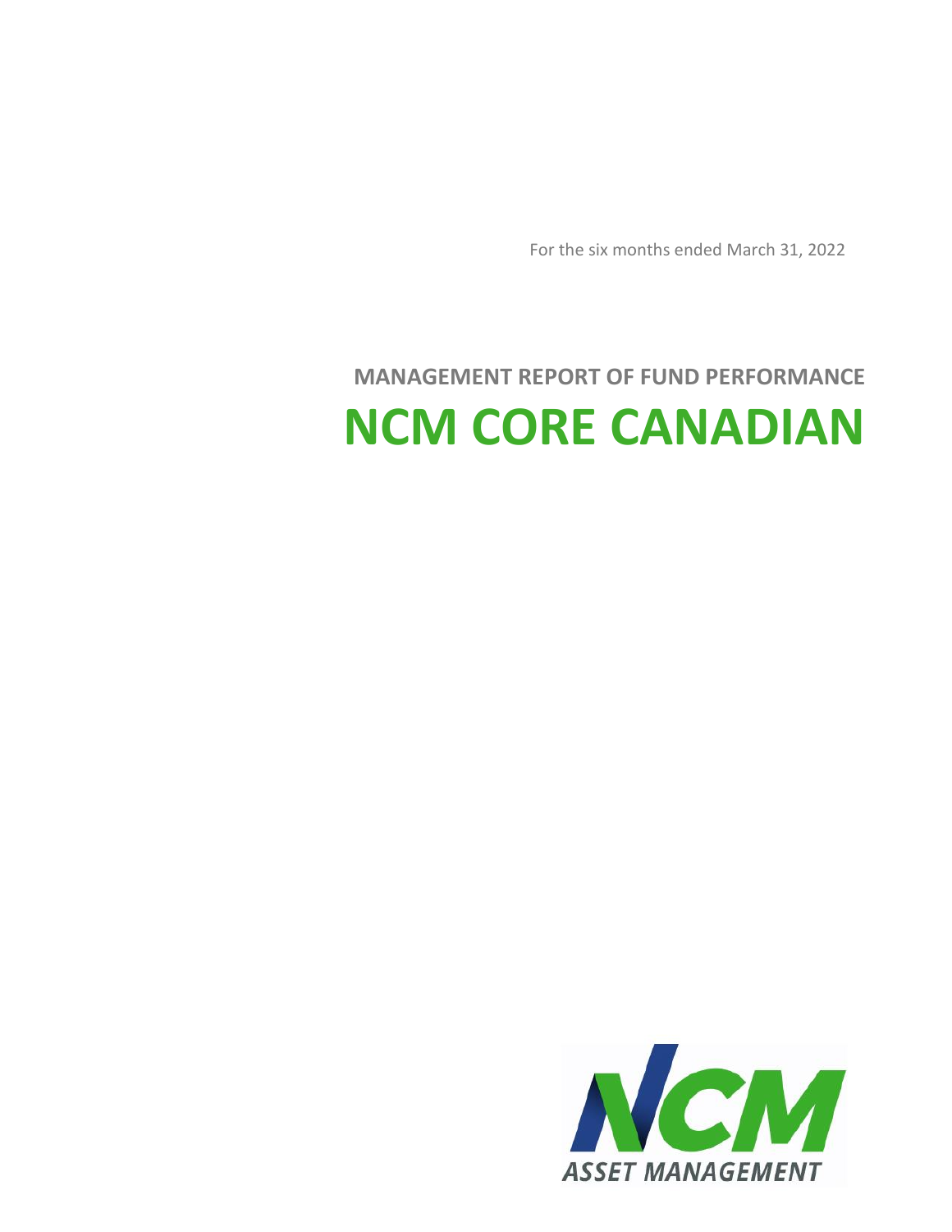For the six months ended March 31, 2022

## MANAGEMENT REPORT OF FUND PERFORMANCE

# NCM CORE CANADIAN

ASSET MANAGEMENT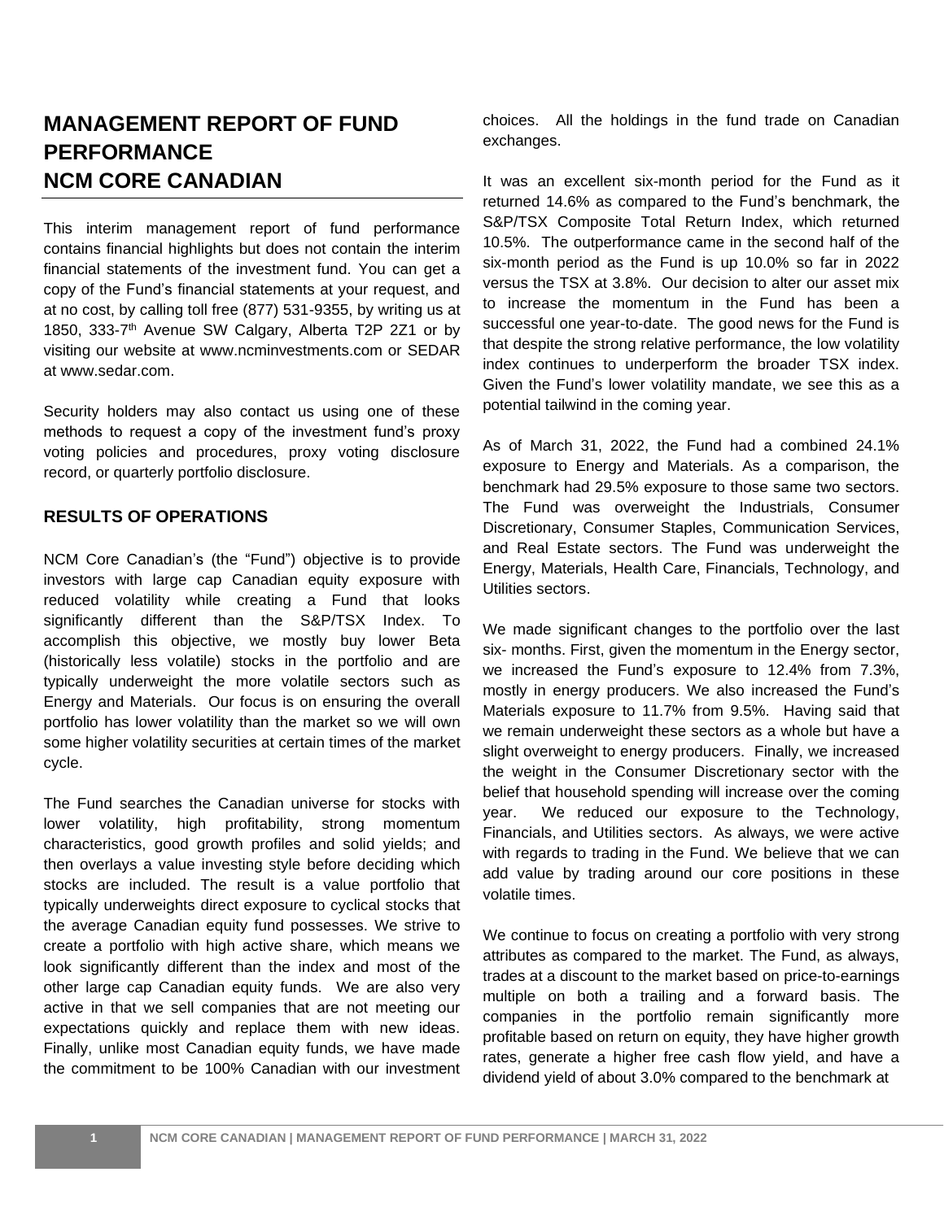# MANAGEMENT REPORT OF FUND PERFORMANCE NCM CORE CANADIAN

This interim management report of fund performance contains financial highlights but does not contain the interim financial statements of the investment fund. You can get a copy of the Fund's financial statements at your request, and at no cost, by calling toll free (877) 531-9355, by writing us at 1850, 333-7th Avenue SW Calgary, Alberta T2P 2Z1 or by visiting our website at www.ncminvestments.com or SEDAR at www.sedar.com.

Security holders may also contact us using one of these methods to request a copy of the investment fund's proxy voting policies and procedures, proxy voting disclosure record, or quarterly portfolio disclosure.

## RESULTS OF OPERATIONS

NCM Core Canadian's (the "Fund") objective is to provide investors with large cap Canadian equity exposure with reduced volatility while creating a Fund that looks significantly different than the S&P/TSX Index. To accomplish this objective, we mostly buy lower Beta (historically less volatile) stocks in the portfolio and are typically underweight the more volatile sectors such as Energy and Materials. Our focus is on ensuring the overall portfolio has lower volatility than the market so we will own some higher volatility securities at certain times of the market cycle.

The Fund searches the Canadian universe for stocks with lower volatility, high profitability, strong momentum characteristics, good growth profiles and solid yields; and then overlays a value investing style before deciding which stocks are included. The result is a value portfolio that typically underweights direct exposure to cyclical stocks that the average Canadian equity fund possesses. We strive to create a portfolio with high active share, which means we look significantly different than the index and most of the other large cap Canadian equity funds. We are also very active in that we sell companies that are not meeting our expectations quickly and replace them with new ideas. Finally, unlike most Canadian equity funds, we have made the commitment to be 100% Canadian with our investment choices. All the holdings in the fund trade on Canadian exchanges.

It was an excellent six-month period for the Fund as it returned 14.6% as compared to the Fund's benchmark, the S&P/TSX Composite Total Return Index, which returned 10.5%. The outperformance came in the second half of the six-month period as the Fund is up 10.0% so far in 2022 versus the TSX at 3.8%. Our decision to alter our asset mix to increase the momentum in the Fund has been a successful one year-to-date. The good news for the Fund is that despite the strong relative performance, the low volatility index continues to underperform the broader TSX index. Given the Fund's lower volatility mandate, we see this as a potential tailwind in the coming year.

As of March 31, 2022, the Fund had a combined 24.1% exposure to Energy and Materials. As a comparison, the benchmark had 29.5% exposure to those same two sectors. The Fund was overweight the Industrials, Consumer Discretionary, Consumer Staples, Communication Services, and Real Estate sectors. The Fund was underweight the Energy, Materials, Health Care, Financials, Technology, and Utilities sectors.

We made significant changes to the portfolio over the last six- months. First, given the momentum in the Energy sector, we increased the Fund's exposure to 12.4% from 7.3%, mostly in energy producers. We also increased the Fund's Materials exposure to 11.7% from 9.5%. Having said that we remain underweight these sectors as a whole but have a slight overweight to energy producers. Finally, we increased the weight in the Consumer Discretionary sector with the belief that household spending will increase over the coming year. We reduced our exposure to the Technology, Financials, and Utilities sectors. As always, we were active with regards to trading in the Fund. We believe that we can add value by trading around our core positions in these volatile times.

We continue to focus on creating a portfolio with very strong attributes as compared to the market. The Fund, as always, trades at a discount to the market based on price-to-earnings multiple on both a trailing and a forward basis. The companies in the portfolio remain significantly more profitable based on return on equity, they have higher growth rates, generate a higher free cash flow yield, and have a dividend yield of about 3.0% compared to the benchmark at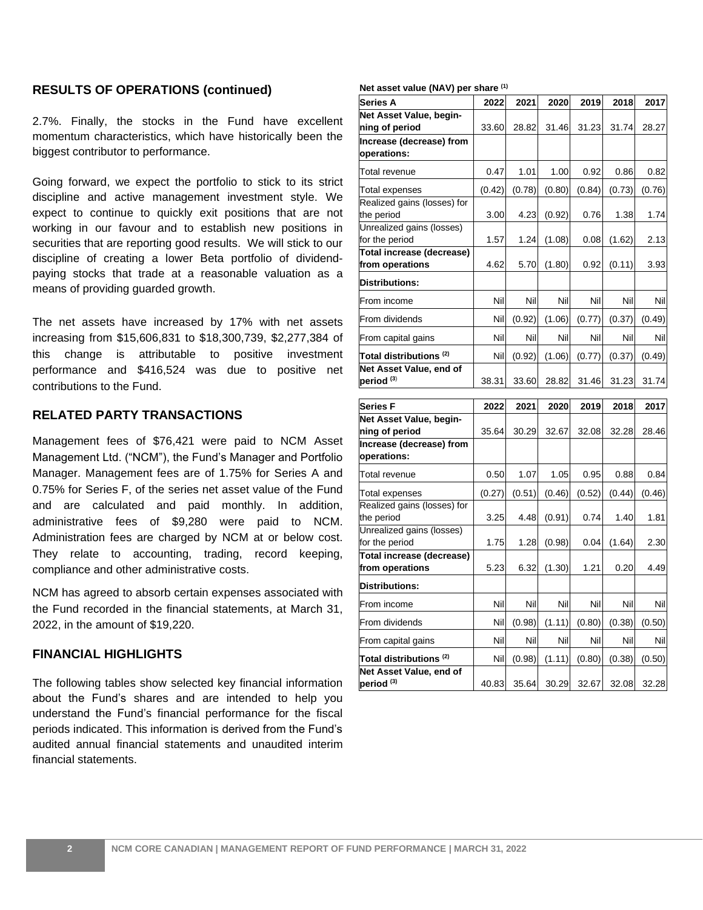## RESULTS OF OPERATIONS (continued)

2.7%. Finally, the stocks in the Fund have excellent momentum characteristics, which have historically been the biggest contributor to performance.

Going forward, we expect the portfolio to stick to its strict discipline and active management investment style. We expect to continue to quickly exit positions that are not working in our favour and to establish new positions in securities that are reporting good results. We will stick to our discipline of creating a lower Beta portfolio of dividend-paying stocks that trade at a reasonable valuation as a means of providing guarded growth.

The net assets have increased by 17% with net assets increasing from $15,606,831 to $18,300,739, $2,277,384 of this change is attributable to positive investment performance and $416,524 was due to positive net contributions to the Fund.

## RELATED PARTY TRANSACTIONS

Management fees of $76,421 were paid to NCM Asset Management Ltd. ("NCM"), the Fund's Manager and Portfolio Manager. Management fees are of 1.75% for Series A and 0.75% for Series F, of the series net asset value of the Fund and are calculated and paid monthly. In addition, administrative fees of $9,280 were paid to NCM. Administration fees are charged by NCM at or below cost. They relate to accounting, trading, record keeping, compliance and other administrative costs.

NCM has agreed to absorb certain expenses associated with the Fund recorded in the financial statements, at March 31, 2022, in the amount of $19,220.

## FINANCIAL HIGHLIGHTS

The following tables show selected key financial information about the Fund's shares and are intended to help you understand the Fund's financial performance for the fiscal periods indicated. This information is derived from the Fund's audited annual financial statements and unaudited interim financial statements.

**Net asset value (NAV) per share [(1)]**

| Series A | 2022 | 2021 | 2020 | 2019 | 2018 | 2017 |
|---|---|---|---|---|---|---|
| **Net Asset Value, beginning of period** | 33.60 | 28.82 | 31.46 | 31.23 | 31.74 | 28.27 |
| **Increase (decrease) from operations:** | | | | | | |
| Total revenue | 0.47 | 1.01 | 1.00 | 0.92 | 0.86 | 0.82 |
| Total expenses | (0.42) | (0.78) | (0.80) | (0.84) | (0.73) | (0.76) |
| Realized gains (losses) for the period | 3.00 | 4.23 | (0.92) | 0.76 | 1.38 | 1.74 |
| Unrealized gains (losses) for the period | 1.57 | 1.24 | (1.08) | 0.08 | (1.62) | 2.13 |
| **Total increase (decrease) from operations** | 4.62 | 5.70 | (1.80) | 0.92 | (0.11) | 3.93 |
| **Distributions:** | | | | | | |
| From income | Nil | Nil | Nil | Nil | Nil | Nil |
| From dividends | Nil | (0.92) | (1.06) | (0.77) | (0.37) | (0.49) |
| From capital gains | Nil | Nil | Nil | Nil | Nil | Nil |
| **Total distributions [(2)]** | Nil | (0.92) | (1.06) | (0.77) | (0.37) | (0.49) |
| **Net Asset Value, end of period [(3)]** | 38.31 | 33.60 | 28.82 | 31.46 | 31.23 | 31.74 |

| Series F | 2022 | 2021 | 2020 | 2019 | 2018 | 2017 |
|---|---|---|---|---|---|---|
| **Net Asset Value, beginning of period** | 35.64 | 30.29 | 32.67 | 32.08 | 32.28 | 28.46 |
| **Increase (decrease) from operations:** | | | | | | |
| Total revenue | 0.50 | 1.07 | 1.05 | 0.95 | 0.88 | 0.84 |
| Total expenses | (0.27) | (0.51) | (0.46) | (0.52) | (0.44) | (0.46) |
| Realized gains (losses) for the period | 3.25 | 4.48 | (0.91) | 0.74 | 1.40 | 1.81 |
| Unrealized gains (losses) for the period | 1.75 | 1.28 | (0.98) | 0.04 | (1.64) | 2.30 |
| **Total increase (decrease) from operations** | 5.23 | 6.32 | (1.30) | 1.21 | 0.20 | 4.49 |
| **Distributions:** | | | | | | |
| From income | Nil | Nil | Nil | Nil | Nil | Nil |
| From dividends | Nil | (0.98) | (1.11) | (0.80) | (0.38) | (0.50) |
| From capital gains | Nil | Nil | Nil | Nil | Nil | Nil |
| **Total distributions [(2)]** | Nil | (0.98) | (1.11) | (0.80) | (0.38) | (0.50) |
| **Net Asset Value, end of period [(3)]** | 40.83 | 35.64 | 30.29 | 32.67 | 32.08 | 32.28 |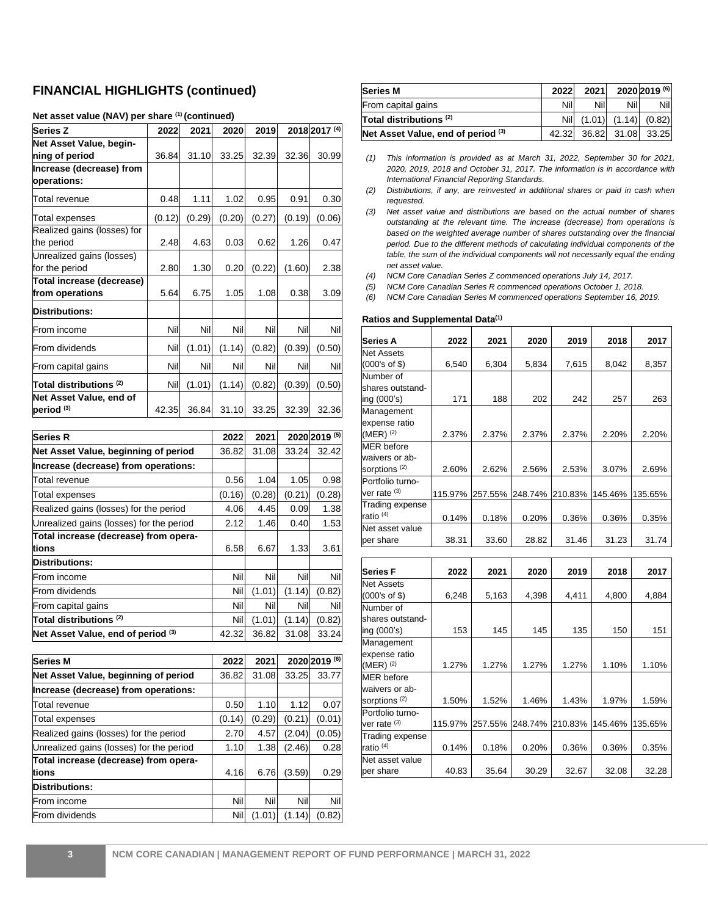## FINANCIAL HIGHLIGHTS (continued)

### Net asset value (NAV) per share [1] (continued)

| Series Z | 2022 | 2021 | 2020 | 2019 | 2018 | 2017 [4] |
|---|---|---|---|---|---|---|
| **Net Asset Value, beginning of period** | 36.84 | 31.10 | 33.25 | 32.39 | 32.36 | 30.99 |
| **Increase (decrease) from operations:** | | | | | | |
| Total revenue | 0.48 | 1.11 | 1.02 | 0.95 | 0.91 | 0.30 |
| Total expenses | (0.12) | (0.29) | (0.20) | (0.27) | (0.19) | (0.06) |
| Realized gains (losses) for the period | 2.48 | 4.63 | 0.03 | 0.62 | 1.26 | 0.47 |
| Unrealized gains (losses) for the period | 2.80 | 1.30 | 0.20 | (0.22) | (1.60) | 2.38 |
| **Total increase (decrease) from operations** | 5.64 | 6.75 | 1.05 | 1.08 | 0.38 | 3.09 |
| **Distributions:** | | | | | | |
| From income | Nil | Nil | Nil | Nil | Nil | Nil |
| From dividends | Nil | (1.01) | (1.14) | (0.82) | (0.39) | (0.50) |
| From capital gains | Nil | Nil | Nil | Nil | Nil | Nil |
| **Total distributions [2]** | Nil | (1.01) | (1.14) | (0.82) | (0.39) | (0.50) |
| **Net Asset Value, end of period [3]** | 42.35 | 36.84 | 31.10 | 33.25 | 32.39 | 32.36 |

| Series R | 2022 | 2021 | 2020 | 2019 [5] |
|---|---|---|---|---|
| **Net Asset Value, beginning of period** | 36.82 | 31.08 | 33.24 | 32.42 |
| **Increase (decrease) from operations:** | | | | |
| Total revenue | 0.56 | 1.04 | 1.05 | 0.98 |
| Total expenses | (0.16) | (0.28) | (0.21) | (0.28) |
| Realized gains (losses) for the period | 4.06 | 4.45 | 0.09 | 1.38 |
| Unrealized gains (losses) for the period | 2.12 | 1.46 | 0.40 | 1.53 |
| **Total increase (decrease) from operations** | 6.58 | 6.67 | 1.33 | 3.61 |
| **Distributions:** | | | | |
| From income | Nil | Nil | Nil | Nil |
| From dividends | Nil | (1.01) | (1.14) | (0.82) |
| From capital gains | Nil | Nil | Nil | Nil |
| **Total distributions [2]** | Nil | (1.01) | (1.14) | (0.82) |
| **Net Asset Value, end of period [3]** | 42.32 | 36.82 | 31.08 | 33.24 |

| Series M | 2022 | 2021 | 2020 | 2019 [6] |
|---|---|---|---|---|
| **Net Asset Value, beginning of period** | 36.82 | 31.08 | 33.25 | 33.77 |
| **Increase (decrease) from operations:** | | | | |
| Total revenue | 0.50 | 1.10 | 1.12 | 0.07 |
| Total expenses | (0.14) | (0.29) | (0.21) | (0.01) |
| Realized gains (losses) for the period | 2.70 | 4.57 | (2.04) | (0.05) |
| Unrealized gains (losses) for the period | 1.10 | 1.38 | (2.46) | 0.28 |
| **Total increase (decrease) from operations** | 4.16 | 6.76 | (3.59) | 0.29 |
| **Distributions:** | | | | |
| From income | Nil | Nil | Nil | Nil |
| From dividends | Nil | (1.01) | (1.14) | (0.82) |
| From capital gains | Nil | Nil | Nil | Nil |
| **Total distributions [2]** | Nil | (1.01) | (1.14) | (0.82) |
| **Net Asset Value, end of period [3]** | 42.32 | 36.82 | 31.08 | 33.25 |

*(1) This information is provided as at March 31, 2022, September 30 for 2021, 2020, 2019, 2018 and October 31, 2017. The information is in accordance with International Financial Reporting Standards.*

*(2) Distributions, if any, are reinvested in additional shares or paid in cash when requested.*

*(3) Net asset value and distributions are based on the actual number of shares outstanding at the relevant time. The increase (decrease) from operations is based on the weighted average number of shares outstanding over the financial period. Due to the different methods of calculating individual components of the table, the sum of the individual components will not necessarily equal the ending net asset value.*

*(4) NCM Core Canadian Series Z commenced operations July 14, 2017.*

*(5) NCM Core Canadian Series R commenced operations October 1, 2018.*

*(6) NCM Core Canadian Series M commenced operations September 16, 2019.*

### Ratios and Supplemental Data[1]

| Series A | 2022 | 2021 | 2020 | 2019 | 2018 | 2017 |
|---|---|---|---|---|---|---|
| Net Assets (000's of $) | 6,540 | 6,304 | 5,834 | 7,615 | 8,042 | 8,357 |
| Number of shares outstanding (000's) | 171 | 188 | 202 | 242 | 257 | 263 |
| Management expense ratio (MER) [2] | 2.37% | 2.37% | 2.37% | 2.37% | 2.20% | 2.20% |
| MER before waivers or absorptions [2] | 2.60% | 2.62% | 2.56% | 2.53% | 3.07% | 2.69% |
| Portfolio turnover rate [3] | 115.97% | 257.55% | 248.74% | 210.83% | 145.46% | 135.65% |
| Trading expense ratio [4] | 0.14% | 0.18% | 0.20% | 0.36% | 0.36% | 0.35% |
| Net asset value per share | 38.31 | 33.60 | 28.82 | 31.46 | 31.23 | 31.74 |

| Series F | 2022 | 2021 | 2020 | 2019 | 2018 | 2017 |
|---|---|---|---|---|---|---|
| Net Assets (000's of $) | 6,248 | 5,163 | 4,398 | 4,411 | 4,800 | 4,884 |
| Number of shares outstanding (000's) | 153 | 145 | 145 | 135 | 150 | 151 |
| Management expense ratio (MER) [2] | 1.27% | 1.27% | 1.27% | 1.27% | 1.10% | 1.10% |
| MER before waivers or absorptions [2] | 1.50% | 1.52% | 1.46% | 1.43% | 1.97% | 1.59% |
| Portfolio turnover rate [3] | 115.97% | 257.55% | 248.74% | 210.83% | 145.46% | 135.65% |
| Trading expense ratio [4] | 0.14% | 0.18% | 0.20% | 0.36% | 0.36% | 0.35% |
| Net asset value per share | 40.83 | 35.64 | 30.29 | 32.67 | 32.08 | 32.28 |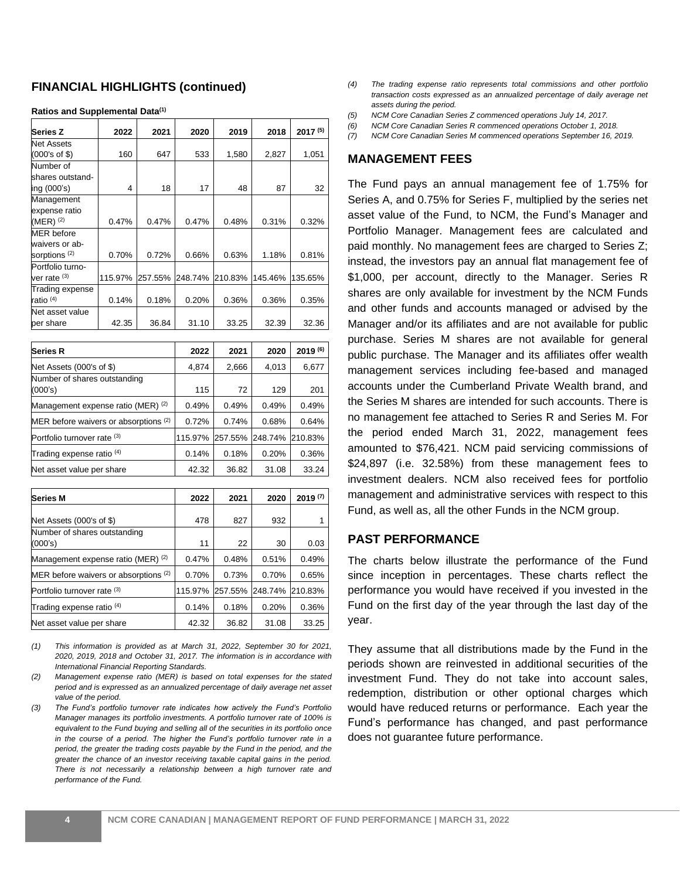## FINANCIAL HIGHLIGHTS (continued)

**Ratios and Supplemental Data[(1)]**

| Series Z | 2022 | 2021 | 2020 | 2019 | 2018 | 2017 [(5)] |
|---|---|---|---|---|---|---|
| Net Assets (000's of $) | 160 | 647 | 533 | 1,580 | 2,827 | 1,051 |
| Number of shares outstanding (000's) | 4 | 18 | 17 | 48 | 87 | 32 |
| Management expense ratio (MER) [(2)] | 0.47% | 0.47% | 0.47% | 0.48% | 0.31% | 0.32% |
| MER before waivers or absorptions [(2)] | 0.70% | 0.72% | 0.66% | 0.63% | 1.18% | 0.81% |
| Portfolio turnover rate [(3)] | 115.97% | 257.55% | 248.74% | 210.83% | 145.46% | 135.65% |
| Trading expense ratio [(4)] | 0.14% | 0.18% | 0.20% | 0.36% | 0.36% | 0.35% |
| Net asset value per share | 42.35 | 36.84 | 31.10 | 33.25 | 32.39 | 32.36 |

| Series R | 2022 | 2021 | 2020 | 2019 [(6)] |
|---|---|---|---|---|
| Net Assets (000's of $) | 4,874 | 2,666 | 4,013 | 6,677 |
| Number of shares outstanding (000's) | 115 | 72 | 129 | 201 |
| Management expense ratio (MER) [(2)] | 0.49% | 0.49% | 0.49% | 0.49% |
| MER before waivers or absorptions [(2)] | 0.72% | 0.74% | 0.68% | 0.64% |
| Portfolio turnover rate [(3)] | 115.97% | 257.55% | 248.74% | 210.83% |
| Trading expense ratio [(4)] | 0.14% | 0.18% | 0.20% | 0.36% |
| Net asset value per share | 42.32 | 36.82 | 31.08 | 33.24 |

| Series M | 2022 | 2021 | 2020 | 2019 [(7)] |
|---|---|---|---|---|
| Net Assets (000's of $) | 478 | 827 | 932 | 1 |
| Number of shares outstanding (000's) | 11 | 22 | 30 | 0.03 |
| Management expense ratio (MER) [(2)] | 0.47% | 0.48% | 0.51% | 0.49% |
| MER before waivers or absorptions [(2)] | 0.70% | 0.73% | 0.70% | 0.65% |
| Portfolio turnover rate [(3)] | 115.97% | 257.55% | 248.74% | 210.83% |
| Trading expense ratio [(4)] | 0.14% | 0.18% | 0.20% | 0.36% |
| Net asset value per share | 42.32 | 36.82 | 31.08 | 33.25 |

*(1) This information is provided as at March 31, 2022, September 30 for 2021, 2020, 2019, 2018 and October 31, 2017. The information is in accordance with International Financial Reporting Standards.*

*(2) Management expense ratio (MER) is based on total expenses for the stated period and is expressed as an annualized percentage of daily average net asset value of the period.*

*(3) The Fund's portfolio turnover rate indicates how actively the Fund's Portfolio Manager manages its portfolio investments. A portfolio turnover rate of 100% is equivalent to the Fund buying and selling all of the securities in its portfolio once in the course of a period. The higher the Fund's portfolio turnover rate in a period, the greater the trading costs payable by the Fund in the period, and the greater the chance of an investor receiving taxable capital gains in the period. There is not necessarily a relationship between a high turnover rate and performance of the Fund.*

*(4) The trading expense ratio represents total commissions and other portfolio transaction costs expressed as an annualized percentage of daily average net assets during the period.*

*(5) NCM Core Canadian Series Z commenced operations July 14, 2017.*

*(6) NCM Core Canadian Series R commenced operations October 1, 2018.*

*(7) NCM Core Canadian Series M commenced operations September 16, 2019.*

## MANAGEMENT FEES

The Fund pays an annual management fee of 1.75% for Series A, and 0.75% for Series F, multiplied by the series net asset value of the Fund, to NCM, the Fund's Manager and Portfolio Manager. Management fees are calculated and paid monthly. No management fees are charged to Series Z; instead, the investors pay an annual flat management fee of $1,000, per account, directly to the Manager. Series R shares are only available for investment by the NCM Funds and other funds and accounts managed or advised by the Manager and/or its affiliates and are not available for public purchase. Series M shares are not available for general public purchase. The Manager and its affiliates offer wealth management services including fee-based and managed accounts under the Cumberland Private Wealth brand, and the Series M shares are intended for such accounts. There is no management fee attached to Series R and Series M. For the period ended March 31, 2022, management fees amounted to $76,421. NCM paid servicing commissions of $24,897 (i.e. 32.58%) from these management fees to investment dealers. NCM also received fees for portfolio management and administrative services with respect to this Fund, as well as, all the other Funds in the NCM group.

## PAST PERFORMANCE

The charts below illustrate the performance of the Fund since inception in percentages. These charts reflect the performance you would have received if you invested in the Fund on the first day of the year through the last day of the year.

They assume that all distributions made by the Fund in the periods shown are reinvested in additional securities of the investment Fund. They do not take into account sales, redemption, distribution or other optional charges which would have reduced returns or performance. Each year the Fund's performance has changed, and past performance does not guarantee future performance.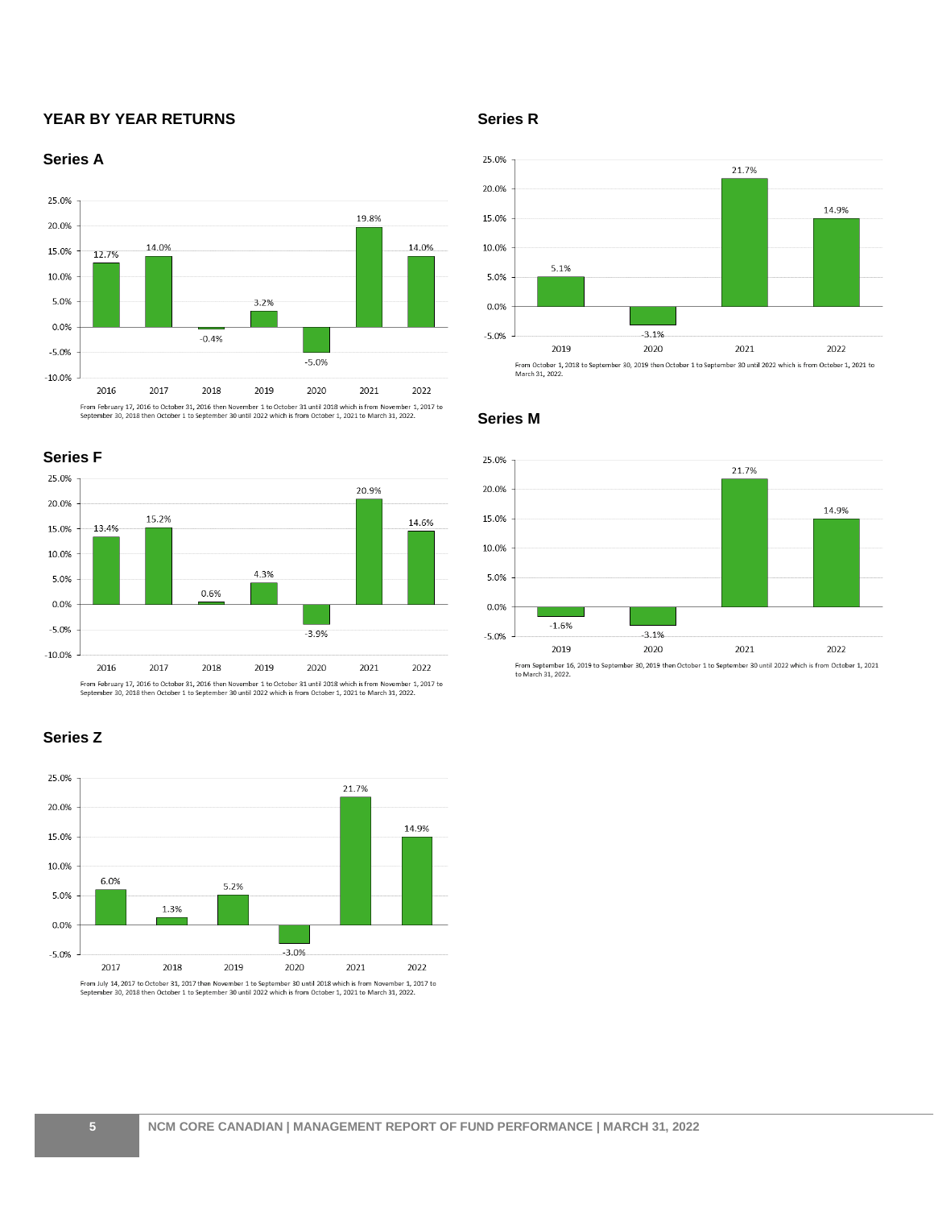## YEAR BY YEAR RETURNS

### Series A

| 2016 | 2017 | 2018 | 2019 | 2020 | 2021 | 2022 |
|---|---|---|---|---|---|---|
| 12.7% | 14.0% | -0.4% | 3.2% | -5.0% | 19.8% | 14.0% |

From February 17, 2016 to October 31, 2016 then November 1 to October 31 until 2018 which is from November 1, 2017 to September 30, 2018 then October 1 to September 30 until 2022 which is from October 1, 2021 to March 31, 2022.

### Series F

| 2016 | 2017 | 2018 | 2019 | 2020 | 2021 | 2022 |
|---|---|---|---|---|---|---|
| 13.4% | 15.2% | 0.6% | 4.3% | -3.9% | 20.9% | 14.6% |

From February 17, 2016 to October 31, 2016 then November 1 to October 31 until 2018 which is from November 1, 2017 to September 30, 2018 then October 1 to September 30 until 2022 which is from October 1, 2021 to March 31, 2022.

### Series Z

| 2017 | 2018 | 2019 | 2020 | 2021 | 2022 |
|---|---|---|---|---|---|
| 6.0% | 1.3% | 5.2% | -3.0% | 21.7% | 14.9% |

From July 14, 2017 to October 31, 2017 then November 1 to September 30 until 2018 which is from November 1, 2017 to September 30, 2018 then October 1 to September 30 until 2022 which is from October 1, 2021 to March 31, 2022.

### Series R

| 2019 | 2020 | 2021 | 2022 |
|---|---|---|---|
| 5.1% | -3.1% | 21.7% | 14.9% |

From October 1, 2018 to September 30, 2019 then October 1 to September 30 until 2022 which is from October 1, 2021 to March 31, 2022.

### Series M

| 2019 | 2020 | 2021 | 2022 |
|---|---|---|---|
| -1.6% | -3.1% | 21.7% | 14.9% |

From September 16, 2019 to September 30, 2019 then October 1 to September 30 until 2022 which is from October 1, 2021 to March 31, 2022.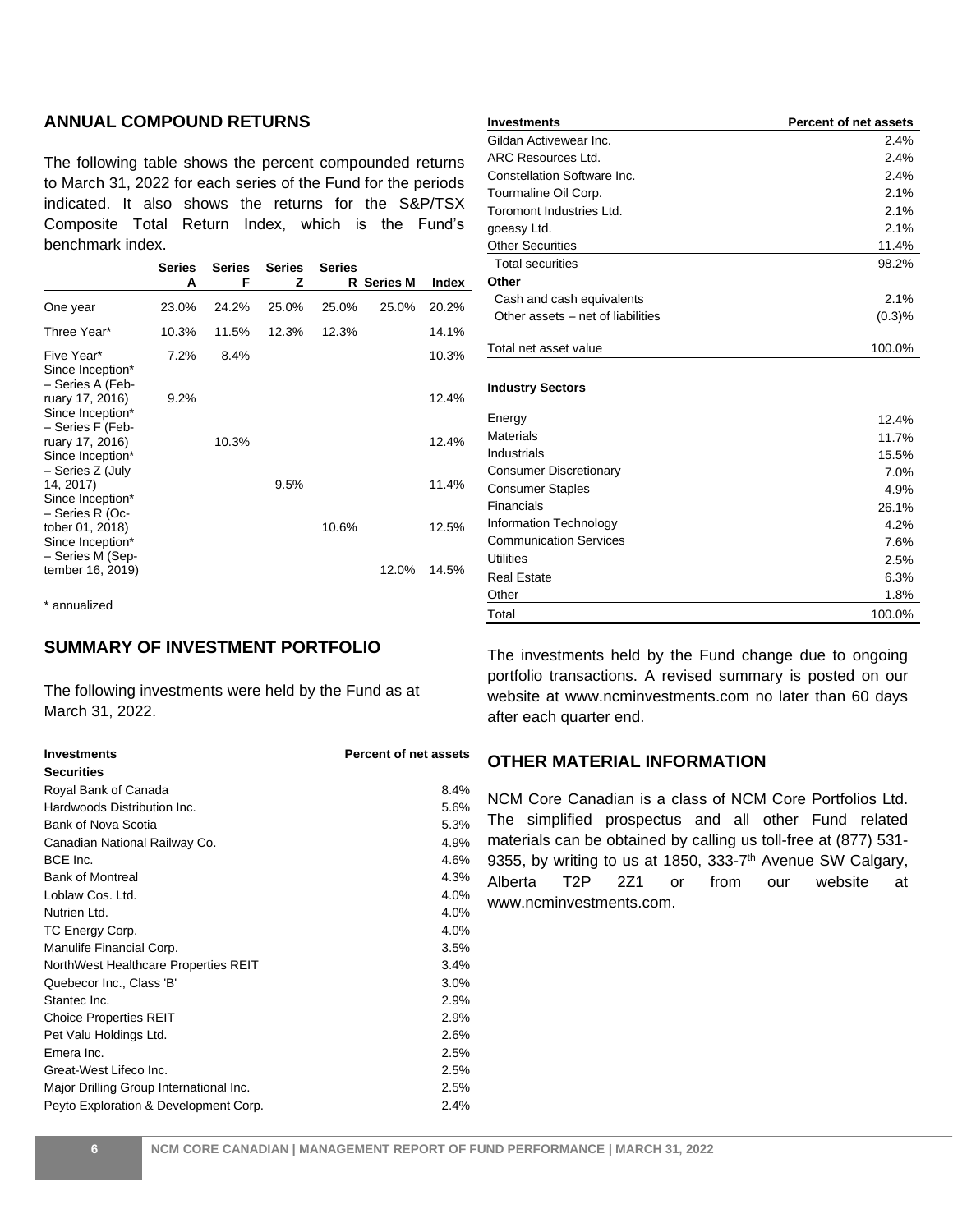## ANNUAL COMPOUND RETURNS

The following table shows the percent compounded returns to March 31, 2022 for each series of the Fund for the periods indicated. It also shows the returns for the S&P/TSX Composite Total Return Index, which is the Fund's benchmark index.

| | Series A | Series F | Series Z | Series R | Series M | Index |
|---|---|---|---|---|---|---|
| One year | 23.0% | 24.2% | 25.0% | 25.0% | 25.0% | 20.2% |
| Three Year* | 10.3% | 11.5% | 12.3% | 12.3% | | 14.1% |
| Five Year* | 7.2% | 8.4% | | | | 10.3% |
| Since Inception* – Series A (February 17, 2016) | 9.2% | | | | | 12.4% |
| Since Inception* – Series F (February 17, 2016) | | 10.3% | | | | 12.4% |
| Since Inception* – Series Z (July 14, 2017) | | | 9.5% | | | 11.4% |
| Since Inception* – Series R (October 01, 2018) | | | | 10.6% | | 12.5% |
| Since Inception* – Series M (September 16, 2019) | | | | | 12.0% | 14.5% |

\* annualized

## SUMMARY OF INVESTMENT PORTFOLIO

The following investments were held by the Fund as at March 31, 2022.

| Investments | Percent of net assets |
|---|---|
| **Securities** | |
| Royal Bank of Canada | 8.4% |
| Hardwoods Distribution Inc. | 5.6% |
| Bank of Nova Scotia | 5.3% |
| Canadian National Railway Co. | 4.9% |
| BCE Inc. | 4.6% |
| Bank of Montreal | 4.3% |
| Loblaw Cos. Ltd. | 4.0% |
| Nutrien Ltd. | 4.0% |
| TC Energy Corp. | 4.0% |
| Manulife Financial Corp. | 3.5% |
| NorthWest Healthcare Properties REIT | 3.4% |
| Quebecor Inc., Class 'B' | 3.0% |
| Stantec Inc. | 2.9% |
| Choice Properties REIT | 2.9% |
| Pet Valu Holdings Ltd. | 2.6% |
| Emera Inc. | 2.5% |
| Great-West Lifeco Inc. | 2.5% |
| Major Drilling Group International Inc. | 2.5% |
| Peyto Exploration & Development Corp. | 2.4% |
| Gildan Activewear Inc. | 2.4% |
| ARC Resources Ltd. | 2.4% |
| Constellation Software Inc. | 2.4% |
| Tourmaline Oil Corp. | 2.1% |
| Toromont Industries Ltd. | 2.1% |
| goeasy Ltd. | 2.1% |
| Other Securities | 11.4% |
| Total securities | 98.2% |
| **Other** | |
| Cash and cash equivalents | 2.1% |
| Other assets – net of liabilities | (0.3)% |
| Total net asset value | 100.0% |

**Industry Sectors**

| | |
|---|---|
| Energy | 12.4% |
| Materials | 11.7% |
| Industrials | 15.5% |
| Consumer Discretionary | 7.0% |
| Consumer Staples | 4.9% |
| Financials | 26.1% |
| Information Technology | 4.2% |
| Communication Services | 7.6% |
| Utilities | 2.5% |
| Real Estate | 6.3% |
| Other | 1.8% |
| Total | 100.0% |

The investments held by the Fund change due to ongoing portfolio transactions. A revised summary is posted on our website at www.ncminvestments.com no later than 60 days after each quarter end.

## OTHER MATERIAL INFORMATION

NCM Core Canadian is a class of NCM Core Portfolios Ltd. The simplified prospectus and all other Fund related materials can be obtained by calling us toll-free at (877) 531-9355, by writing to us at 1850, 333-7th Avenue SW Calgary, Alberta T2P 2Z1 or from our website at www.ncminvestments.com.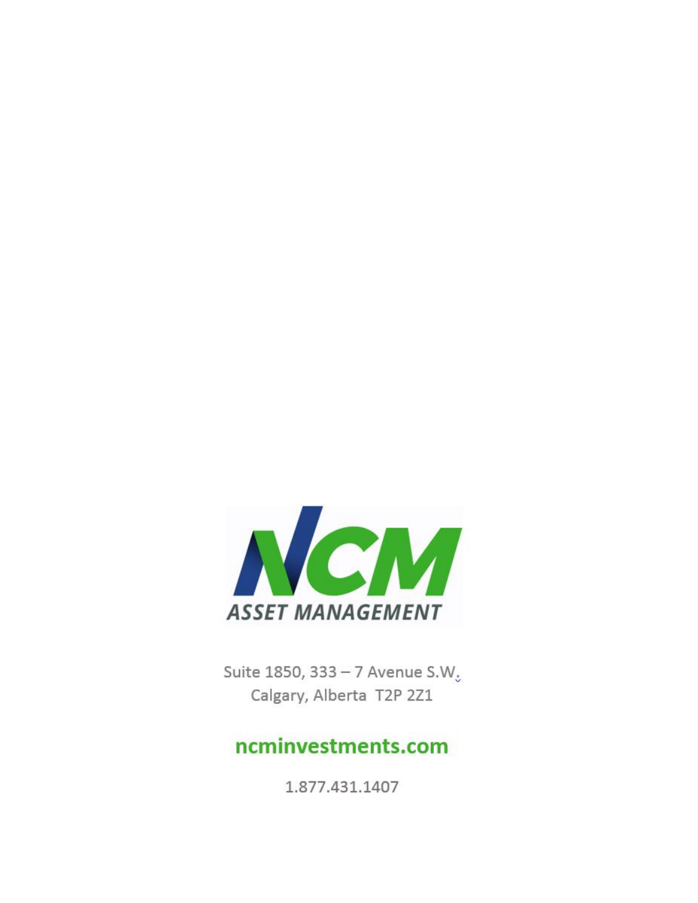NCM

ASSET MANAGEMENT

Suite 1850, 333 – 7 Avenue S.W.
Calgary, Alberta T2P 2Z1

**ncminvestments.com**

1.877.431.1407